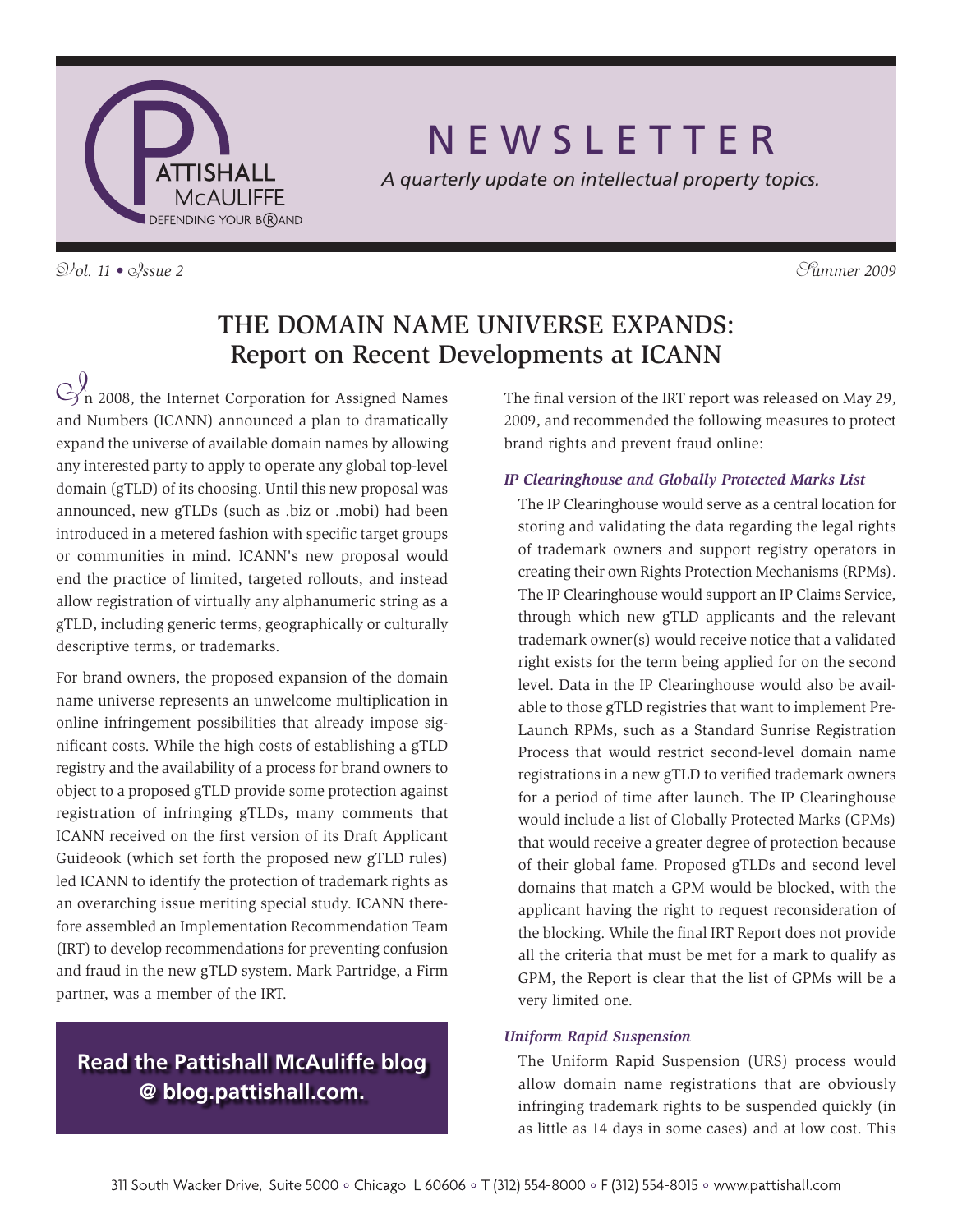# NEWSLETTER

*A quarterly update on intellectual property topics.*

*Vol. 11 • Issue 2* *Summer 2009*

## THE DOMAIN NAME UNIVERSE EXPANDS: Report on Recent Developments at ICANN

In 2008, the Internet Corporation for Assigned Names and Numbers (ICANN) announced a plan to dramatically expand the universe of available domain names by allowing any interested party to apply to operate any global top-level domain (gTLD) of its choosing. Until this new proposal was announced, new gTLDs (such as .biz or .mobi) had been introduced in a metered fashion with specific target groups or communities in mind. ICANN's new proposal would end the practice of limited, targeted rollouts, and instead allow registration of virtually any alphanumeric string as a gTLD, including generic terms, geographically or culturally descriptive terms, or trademarks.

For brand owners, the proposed expansion of the domain name universe represents an unwelcome multiplication in online infringement possibilities that already impose significant costs. While the high costs of establishing a gTLD registry and the availability of a process for brand owners to object to a proposed gTLD provide some protection against registration of infringing gTLDs, many comments that ICANN received on the first version of its Draft Applicant Guideook (which set forth the proposed new gTLD rules) led ICANN to identify the protection of trademark rights as an overarching issue meriting special study. ICANN therefore assembled an Implementation Recommendation Team (IRT) to develop recommendations for preventing confusion and fraud in the new gTLD system. Mark Partridge, a Firm partner, was a member of the IRT.

**Read the Pattishall McAuliffe blog @ blog.pattishall.com.**

The final version of the IRT report was released on May 29, 2009, and recommended the following measures to protect brand rights and prevent fraud online:

### *IP Clearinghouse and Globally Protected Marks List*

The IP Clearinghouse would serve as a central location for storing and validating the data regarding the legal rights of trademark owners and support registry operators in creating their own Rights Protection Mechanisms (RPMs). The IP Clearinghouse would support an IP Claims Service, through which new gTLD applicants and the relevant trademark owner(s) would receive notice that a validated right exists for the term being applied for on the second level. Data in the IP Clearinghouse would also be available to those gTLD registries that want to implement Pre-Launch RPMs, such as a Standard Sunrise Registration Process that would restrict second-level domain name registrations in a new gTLD to verified trademark owners for a period of time after launch. The IP Clearinghouse would include a list of Globally Protected Marks (GPMs) that would receive a greater degree of protection because of their global fame. Proposed gTLDs and second level domains that match a GPM would be blocked, with the applicant having the right to request reconsideration of the blocking. While the final IRT Report does not provide all the criteria that must be met for a mark to qualify as GPM, the Report is clear that the list of GPMs will be a very limited one.

### *Uniform Rapid Suspension*

The Uniform Rapid Suspension (URS) process would allow domain name registrations that are obviously infringing trademark rights to be suspended quickly (in as little as 14 days in some cases) and at low cost. This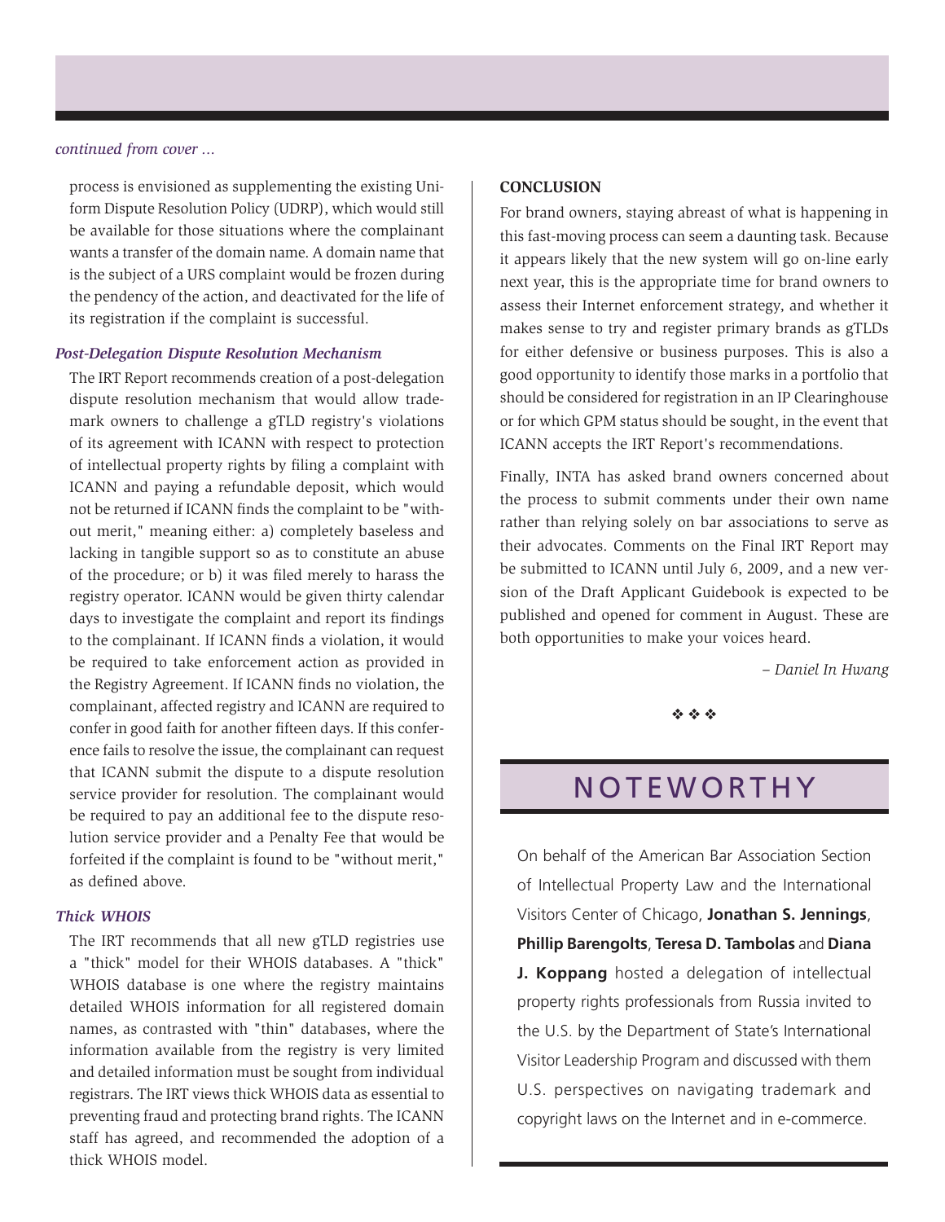*continued from cover ...*

process is envisioned as supplementing the existing Uniform Dispute Resolution Policy (UDRP), which would still be available for those situations where the complainant wants a transfer of the domain name. A domain name that is the subject of a URS complaint would be frozen during the pendency of the action, and deactivated for the life of its registration if the complaint is successful.

### *Post-Delegation Dispute Resolution Mechanism*

The IRT Report recommends creation of a post-delegation dispute resolution mechanism that would allow trademark owners to challenge a gTLD registry's violations of its agreement with ICANN with respect to protection of intellectual property rights by filing a complaint with ICANN and paying a refundable deposit, which would not be returned if ICANN finds the complaint to be "without merit," meaning either: a) completely baseless and lacking in tangible support so as to constitute an abuse of the procedure; or b) it was filed merely to harass the registry operator. ICANN would be given thirty calendar days to investigate the complaint and report its findings to the complainant. If ICANN finds a violation, it would be required to take enforcement action as provided in the Registry Agreement. If ICANN finds no violation, the complainant, affected registry and ICANN are required to confer in good faith for another fifteen days. If this conference fails to resolve the issue, the complainant can request that ICANN submit the dispute to a dispute resolution service provider for resolution. The complainant would be required to pay an additional fee to the dispute resolution service provider and a Penalty Fee that would be forfeited if the complaint is found to be "without merit," as defined above.

### *Thick WHOIS*

The IRT recommends that all new gTLD registries use a "thick" model for their WHOIS databases. A "thick" WHOIS database is one where the registry maintains detailed WHOIS information for all registered domain names, as contrasted with "thin" databases, where the information available from the registry is very limited and detailed information must be sought from individual registrars. The IRT views thick WHOIS data as essential to preventing fraud and protecting brand rights. The ICANN staff has agreed, and recommended the adoption of a thick WHOIS model.

### CONCLUSION

For brand owners, staying abreast of what is happening in this fast-moving process can seem a daunting task. Because it appears likely that the new system will go on-line early next year, this is the appropriate time for brand owners to assess their Internet enforcement strategy, and whether it makes sense to try and register primary brands as gTLDs for either defensive or business purposes. This is also a good opportunity to identify those marks in a portfolio that should be considered for registration in an IP Clearinghouse or for which GPM status should be sought, in the event that ICANN accepts the IRT Report's recommendations.

Finally, INTA has asked brand owners concerned about the process to submit comments under their own name rather than relying solely on bar associations to serve as their advocates. Comments on the Final IRT Report may be submitted to ICANN until July 6, 2009, and a new version of the Draft Applicant Guidebook is expected to be published and opened for comment in August. These are both opportunities to make your voices heard.

*– Daniel In Hwang*

❖ ❖ ❖

## NOTEWORTHY

On behalf of the American Bar Association Section of Intellectual Property Law and the International Visitors Center of Chicago, **Jonathan S. Jennings**, **Phillip Barengolts**, **Teresa D. Tambolas** and **Diana J. Koppang** hosted a delegation of intellectual property rights professionals from Russia invited to the U.S. by the Department of State's International Visitor Leadership Program and discussed with them U.S. perspectives on navigating trademark and copyright laws on the Internet and in e-commerce.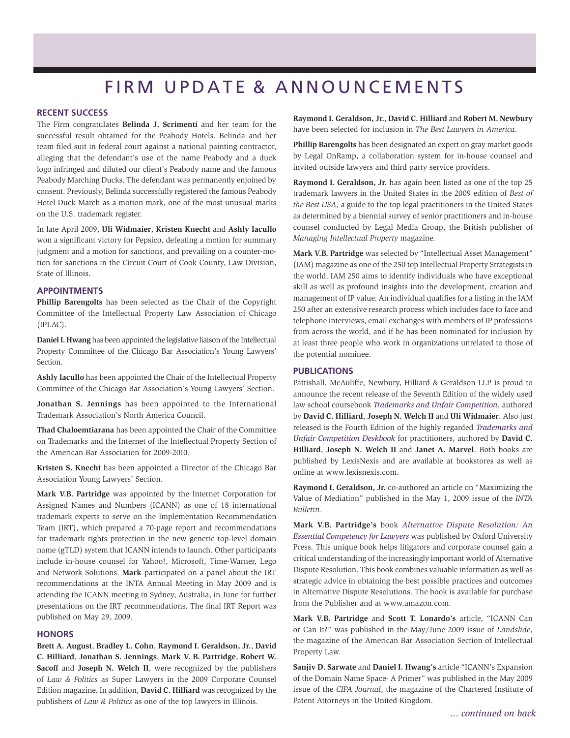# FIRM UPDATE & ANNOUNCEMENTS

## RECENT SUCCESS

The Firm congratulates **Belinda J. Scrimenti** and her team for the successful result obtained for the Peabody Hotels. Belinda and her team filed suit in federal court against a national painting contractor, alleging that the defendant's use of the name Peabody and a duck logo infringed and diluted our client's Peabody name and the famous Peabody Marching Ducks. The defendant was permanently enjoined by consent. Previously, Belinda successfully registered the famous Peabody Hotel Duck March as a motion mark, one of the most unusual marks on the U.S. trademark register.

In late April 2009, **Uli Widmaier**, **Kristen Knecht** and **Ashly Iacullo** won a significant victory for Pepsico, defeating a motion for summary judgment and a motion for sanctions, and prevailing on a counter-motion for sanctions in the Circuit Court of Cook County, Law Division, State of Illinois.

## APPOINTMENTS

**Phillip Barengolts** has been selected as the Chair of the Copyright Committee of the Intellectual Property Law Association of Chicago (IPLAC).

**Daniel I. Hwang** has been appointed the legislative liaison of the Intellectual Property Committee of the Chicago Bar Association's Young Lawyers' Section.

**Ashly Iacullo** has been appointed the Chair of the Intellectual Property Committee of the Chicago Bar Association's Young Lawyers' Section.

**Jonathan S. Jennings** has been appointed to the International Trademark Association's North America Council.

**Thad Chaloemtiarana** has been appointed the Chair of the Committee on Trademarks and the Internet of the Intellectual Property Section of the American Bar Association for 2009-2010.

**Kristen S. Knecht** has been appointed a Director of the Chicago Bar Association Young Lawyers' Section.

**Mark V.B. Partridge** was appointed by the Internet Corporation for Assigned Names and Numbers (ICANN) as one of 18 international trademark experts to serve on the Implementation Recommendation Team (IRT), which prepared a 70-page report and recommendations for trademark rights protection in the new generic top-level domain name (gTLD) system that ICANN intends to launch. Other participants include in-house counsel for Yahoo!, Microsoft, Time-Warner, Lego and Network Solutions. **Mark** participated on a panel about the IRT recommendations at the INTA Annual Meeting in May 2009 and is attending the ICANN meeting in Sydney, Australia, in June for further presentations on the IRT recommendations. The final IRT Report was published on May 29, 2009.

## HONORS

**Brett A. August**, **Bradley L. Cohn**, **Raymond I. Geraldson, Jr.**, **David C. Hilliard**, **Jonathan S. Jennings**, **Mark V. B. Partridge**, **Robert W. Sacoff** and **Joseph N. Welch II**, were recognized by the publishers of *Law & Politics* as Super Lawyers in the 2009 Corporate Counsel Edition magazine. In addition, **David C. Hilliard** was recognized by the publishers of *Law & Politics* as one of the top lawyers in Illinois.

**Raymond I. Geraldson, Jr.**, **David C. Hilliard** and **Robert M. Newbury** have been selected for inclusion in *The Best Lawyers in America*.

**Phillip Barengolts** has been designated an expert on gray market goods by Legal OnRamp, a collaboration system for in-house counsel and invited outside lawyers and third party service providers.

**Raymond I. Geraldson, Jr.** has again been listed as one of the top 25 trademark lawyers in the United States in the 2009 edition of *Best of the Best USA*, a guide to the top legal practitioners in the United States as determined by a biennial survey of senior practitioners and in-house counsel conducted by Legal Media Group, the British publisher of *Managing Intellectual Property* magazine.

**Mark V.B. Partridge** was selected by "Intellectual Asset Management" (IAM) magazine as one of the 250 top Intellectual Property Strategists in the world. IAM 250 aims to identify individuals who have exceptional skill as well as profound insights into the development, creation and management of IP value. An individual qualifies for a listing in the IAM 250 after an extensive research process which includes face to face and telephone interviews, email exchanges with members of IP professions from across the world, and if he has been nominated for inclusion by at least three people who work in organizations unrelated to those of the potential nominee.

## PUBLICATIONS

Pattishall, McAuliffe, Newbury, Hilliard & Geraldson LLP is proud to announce the recent release of the Seventh Edition of the widely used law school coursebook *Trademarks and Unfair Competition*, authored by **David C. Hilliard**, **Joseph N. Welch II** and **Uli Widmaier**. Also just released is the Fourth Edition of the highly regarded *Trademarks and Unfair Competition Deskbook* for practitioners, authored by **David C. Hilliard**, **Joseph N. Welch II** and **Janet A. Marvel**. Both books are published by LexisNexis and are available at bookstores as well as online at www.lexisnexis.com.

**Raymond I. Geraldson, Jr.** co-authored an article on "Maximizing the Value of Mediation" published in the May 1, 2009 issue of the *INTA Bulletin*.

**Mark V.B. Partridge's** book *Alternative Dispute Resolution: An Essential Competency for Lawyers* was published by Oxford University Press. This unique book helps litigators and corporate counsel gain a critical understanding of the increasingly important world of Alternative Dispute Resolution. This book combines valuable information as well as strategic advice in obtaining the best possible practices and outcomes in Alternative Dispute Resolutions. The book is available for purchase from the Publisher and at www.amazon.com.

**Mark V.B. Partridge** and **Scott T. Lonardo's** article, "ICANN Can or Can It?" was published in the May/June 2009 issue of *Landslide*, the magazine of the American Bar Association Section of Intellectual Property Law.

**Sanjiv D. Sarwate** and **Daniel I. Hwang's** article "ICANN's Expansion of the Domain Name Space- A Primer" was published in the May 2009 issue of the *CIPA Journal*, the magazine of the Chartered Institute of Patent Attorneys in the United Kingdom.

*... continued on back*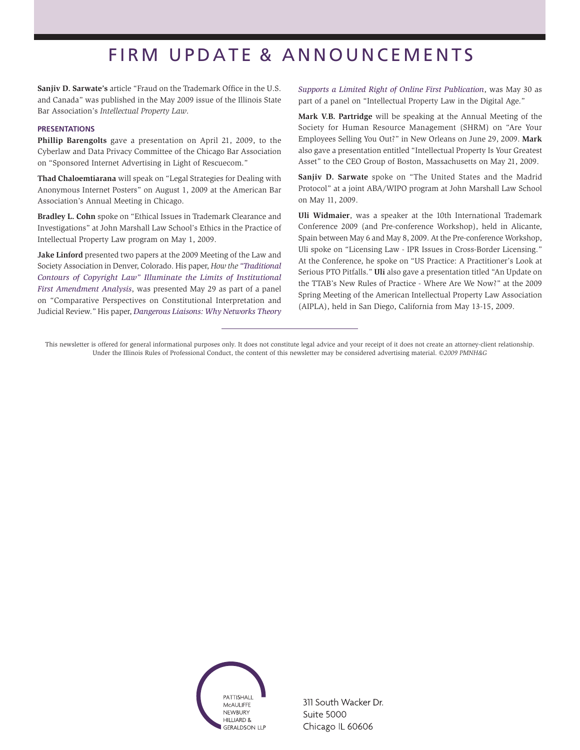# FIRM UPDATE & ANNOUNCEMENTS

**Sanjiv D. Sarwate's** article "Fraud on the Trademark Office in the U.S. and Canada" was published in the May 2009 issue of the Illinois State Bar Association's *Intellectual Property Law*.

### PRESENTATIONS

**Phillip Barengolts** gave a presentation on April 21, 2009, to the Cyberlaw and Data Privacy Committee of the Chicago Bar Association on "Sponsored Internet Advertising in Light of Rescuecom."

**Thad Chaloemtiarana** will speak on "Legal Strategies for Dealing with Anonymous Internet Posters" on August 1, 2009 at the American Bar Association's Annual Meeting in Chicago.

**Bradley L. Cohn** spoke on "Ethical Issues in Trademark Clearance and Investigations" at John Marshall Law School's Ethics in the Practice of Intellectual Property Law program on May 1, 2009.

**Jake Linford** presented two papers at the 2009 Meeting of the Law and Society Association in Denver, Colorado. His paper, *How the "Traditional Contours of Copyright Law" Illuminate the Limits of Institutional First Amendment Analysis*, was presented May 29 as part of a panel on "Comparative Perspectives on Constitutional Interpretation and Judicial Review." His paper, *Dangerous Liaisons: Why Networks Theory Supports a Limited Right of Online First Publication*, was May 30 as part of a panel on "Intellectual Property Law in the Digital Age."

**Mark V.B. Partridge** will be speaking at the Annual Meeting of the Society for Human Resource Management (SHRM) on "Are Your Employees Selling You Out?" in New Orleans on June 29, 2009. **Mark** also gave a presentation entitled "Intellectual Property Is Your Greatest Asset" to the CEO Group of Boston, Massachusetts on May 21, 2009.

**Sanjiv D. Sarwate** spoke on "The United States and the Madrid Protocol" at a joint ABA/WIPO program at John Marshall Law School on May 11, 2009.

**Uli Widmaier**, was a speaker at the 10th International Trademark Conference 2009 (and Pre-conference Workshop), held in Alicante, Spain between May 6 and May 8, 2009. At the Pre-conference Workshop, Uli spoke on "Licensing Law - IPR Issues in Cross-Border Licensing." At the Conference, he spoke on "US Practice: A Practitioner's Look at Serious PTO Pitfalls." **Uli** also gave a presentation titled "An Update on the TTAB's New Rules of Practice - Where Are We Now?" at the 2009 Spring Meeting of the American Intellectual Property Law Association (AIPLA), held in San Diego, California from May 13-15, 2009.

---

This newsletter is offered for general informational purposes only. It does not constitute legal advice and your receipt of it does not create an attorney-client relationship. Under the Illinois Rules of Professional Conduct, the content of this newsletter may be considered advertising material. *©2009 PMNH&G*

PATTISHALL
McAULIFFE
NEWBURY
HILLIARD &
GERALDSON LLP

311 South Wacker Dr.
Suite 5000
Chicago IL 60606